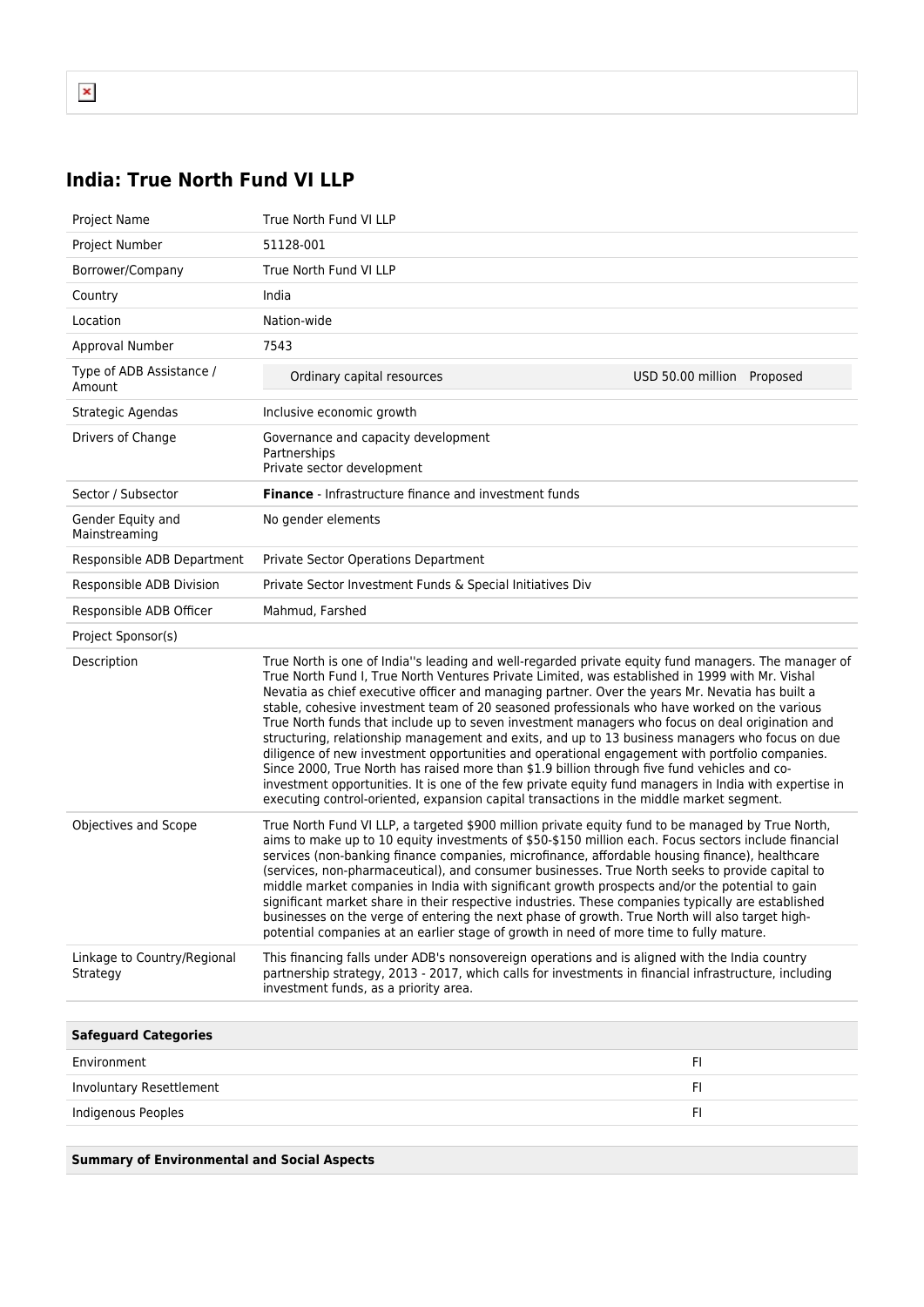# India: True North Fund VI LLP

| | |
|---|---|
| Project Name | True North Fund VI LLP |
| Project Number | 51128-001 |
| Borrower/Company | True North Fund VI LLP |
| Country | India |
| Location | Nation-wide |
| Approval Number | 7543 |
| Type of ADB Assistance / Amount | Ordinary capital resources USD 50.00 million Proposed |
| Strategic Agendas | Inclusive economic growth |
| Drivers of Change | Governance and capacity development<br>Partnerships<br>Private sector development |
| Sector / Subsector | **Finance** - Infrastructure finance and investment funds |
| Gender Equity and Mainstreaming | No gender elements |
| Responsible ADB Department | Private Sector Operations Department |
| Responsible ADB Division | Private Sector Investment Funds & Special Initiatives Div |
| Responsible ADB Officer | Mahmud, Farshed |
| Project Sponsor(s) | |
| Description | True North is one of India''s leading and well-regarded private equity fund managers. The manager of True North Fund I, True North Ventures Private Limited, was established in 1999 with Mr. Vishal Nevatia as chief executive officer and managing partner. Over the years Mr. Nevatia has built a stable, cohesive investment team of 20 seasoned professionals who have worked on the various True North funds that include up to seven investment managers who focus on deal origination and structuring, relationship management and exits, and up to 13 business managers who focus on due diligence of new investment opportunities and operational engagement with portfolio companies. Since 2000, True North has raised more than $1.9 billion through five fund vehicles and co-investment opportunities. It is one of the few private equity fund managers in India with expertise in executing control-oriented, expansion capital transactions in the middle market segment. |
| Objectives and Scope | True North Fund VI LLP, a targeted $900 million private equity fund to be managed by True North, aims to make up to 10 equity investments of $50-$150 million each. Focus sectors include financial services (non-banking finance companies, microfinance, affordable housing finance), healthcare (services, non-pharmaceutical), and consumer businesses. True North seeks to provide capital to middle market companies in India with significant growth prospects and/or the potential to gain significant market share in their respective industries. These companies typically are established businesses on the verge of entering the next phase of growth. True North will also target high-potential companies at an earlier stage of growth in need of more time to fully mature. |
| Linkage to Country/Regional Strategy | This financing falls under ADB's nonsovereign operations and is aligned with the India country partnership strategy, 2013 - 2017, which calls for investments in financial infrastructure, including investment funds, as a priority area. |

| Safeguard Categories | |
|---|---|
| Environment | FI |
| Involuntary Resettlement | FI |
| Indigenous Peoples | FI |

**Summary of Environmental and Social Aspects**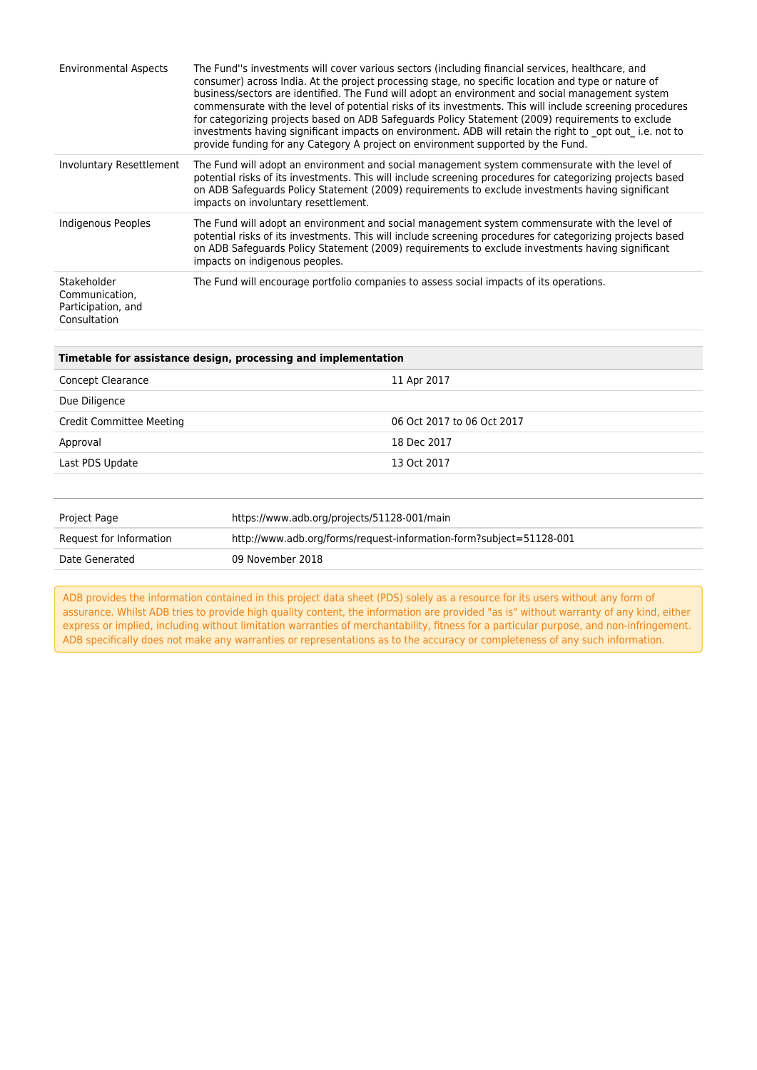| | |
|---|---|
| Environmental Aspects | The Fund''s investments will cover various sectors (including financial services, healthcare, and consumer) across India. At the project processing stage, no specific location and type or nature of business/sectors are identified. The Fund will adopt an environment and social management system commensurate with the level of potential risks of its investments. This will include screening procedures for categorizing projects based on ADB Safeguards Policy Statement (2009) requirements to exclude investments having significant impacts on environment. ADB will retain the right to _opt out_ i.e. not to provide funding for any Category A project on environment supported by the Fund. |
| Involuntary Resettlement | The Fund will adopt an environment and social management system commensurate with the level of potential risks of its investments. This will include screening procedures for categorizing projects based on ADB Safeguards Policy Statement (2009) requirements to exclude investments having significant impacts on involuntary resettlement. |
| Indigenous Peoples | The Fund will adopt an environment and social management system commensurate with the level of potential risks of its investments. This will include screening procedures for categorizing projects based on ADB Safeguards Policy Statement (2009) requirements to exclude investments having significant impacts on indigenous peoples. |
| Stakeholder Communication, Participation, and Consultation | The Fund will encourage portfolio companies to assess social impacts of its operations. |

| Timetable for assistance design, processing and implementation | |
|---|---|
| Concept Clearance | 11 Apr 2017 |
| Due Diligence | |
| Credit Committee Meeting | 06 Oct 2017 to 06 Oct 2017 |
| Approval | 18 Dec 2017 |
| Last PDS Update | 13 Oct 2017 |

| | |
|---|---|
| Project Page | https://www.adb.org/projects/51128-001/main |
| Request for Information | http://www.adb.org/forms/request-information-form?subject=51128-001 |
| Date Generated | 09 November 2018 |

ADB provides the information contained in this project data sheet (PDS) solely as a resource for its users without any form of assurance. Whilst ADB tries to provide high quality content, the information are provided "as is" without warranty of any kind, either express or implied, including without limitation warranties of merchantability, fitness for a particular purpose, and non-infringement. ADB specifically does not make any warranties or representations as to the accuracy or completeness of any such information.